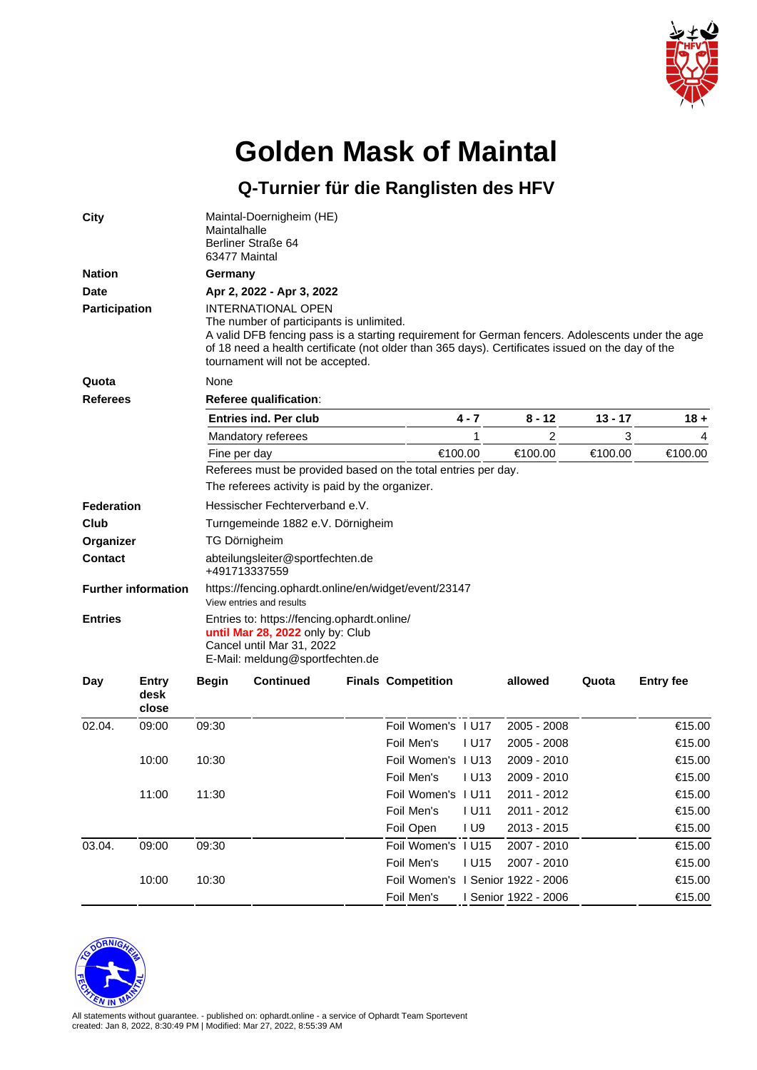# Golden Mask of Maintal

## Q-Turnier für die Ranglisten des HFV

**City**
Maintal-Doernigheim (HE)
Maintalhalle
Berliner Straße 64
63477 Maintal

**Nation**
**Germany**

**Date**
**Apr 2, 2022 - Apr 3, 2022**

**Participation**
INTERNATIONAL OPEN
The number of participants is unlimited.
A valid DFB fencing pass is a starting requirement for German fencers. Adolescents under the age of 18 need a health certificate (not older than 365 days). Certificates issued on the day of the tournament will not be accepted.

**Quota**
None

**Referees**
**Referee qualification**:

| Entries ind. Per club | 4 - 7 | 8 - 12 | 13 - 17 | 18 + |
|---|---|---|---|---|
| Mandatory referees | 1 | 2 | 3 | 4 |
| Fine per day | €100.00 | €100.00 | €100.00 | €100.00 |

Referees must be provided based on the total entries per day.
The referees activity is paid by the organizer.

**Federation**
Hessischer Fechterverband e.V.

**Club**
Turngemeinde 1882 e.V. Dörnigheim

**Organizer**
TG Dörnigheim

**Contact**
abteilungsleiter@sportfechten.de
+491713337559

**Further information**
https://fencing.ophardt.online/en/widget/event/23147
View entries and results

**Entries**
Entries to: https://fencing.ophardt.online/
**until Mar 28, 2022** only by: Club
Cancel until Mar 31, 2022
E-Mail: meldung@sportfechten.de

| Day | Entry desk close | Begin | Continued | Finals | Competition | | allowed | Quota | Entry fee |
|---|---|---|---|---|---|---|---|---|---|
| 02.04. | 09:00 | 09:30 | | | Foil Women's | I U17 | 2005 - 2008 | | €15.00 |
| | | | | | Foil Men's | I U17 | 2005 - 2008 | | €15.00 |
| | 10:00 | 10:30 | | | Foil Women's | I U13 | 2009 - 2010 | | €15.00 |
| | | | | | Foil Men's | I U13 | 2009 - 2010 | | €15.00 |
| | 11:00 | 11:30 | | | Foil Women's | I U11 | 2011 - 2012 | | €15.00 |
| | | | | | Foil Men's | I U11 | 2011 - 2012 | | €15.00 |
| | | | | | Foil Open | I U9 | 2013 - 2015 | | €15.00 |
| 03.04. | 09:00 | 09:30 | | | Foil Women's | I U15 | 2007 - 2010 | | €15.00 |
| | | | | | Foil Men's | I U15 | 2007 - 2010 | | €15.00 |
| | 10:00 | 10:30 | | | Foil Women's | I Senior | 1922 - 2006 | | €15.00 |
| | | | | | Foil Men's | I Senior | 1922 - 2006 | | €15.00 |

All statements without guarantee. - published on: ophardt.online - a service of Ophardt Team Sportevent
created: Jan 8, 2022, 8:30:49 PM | Modified: Mar 27, 2022, 8:55:39 AM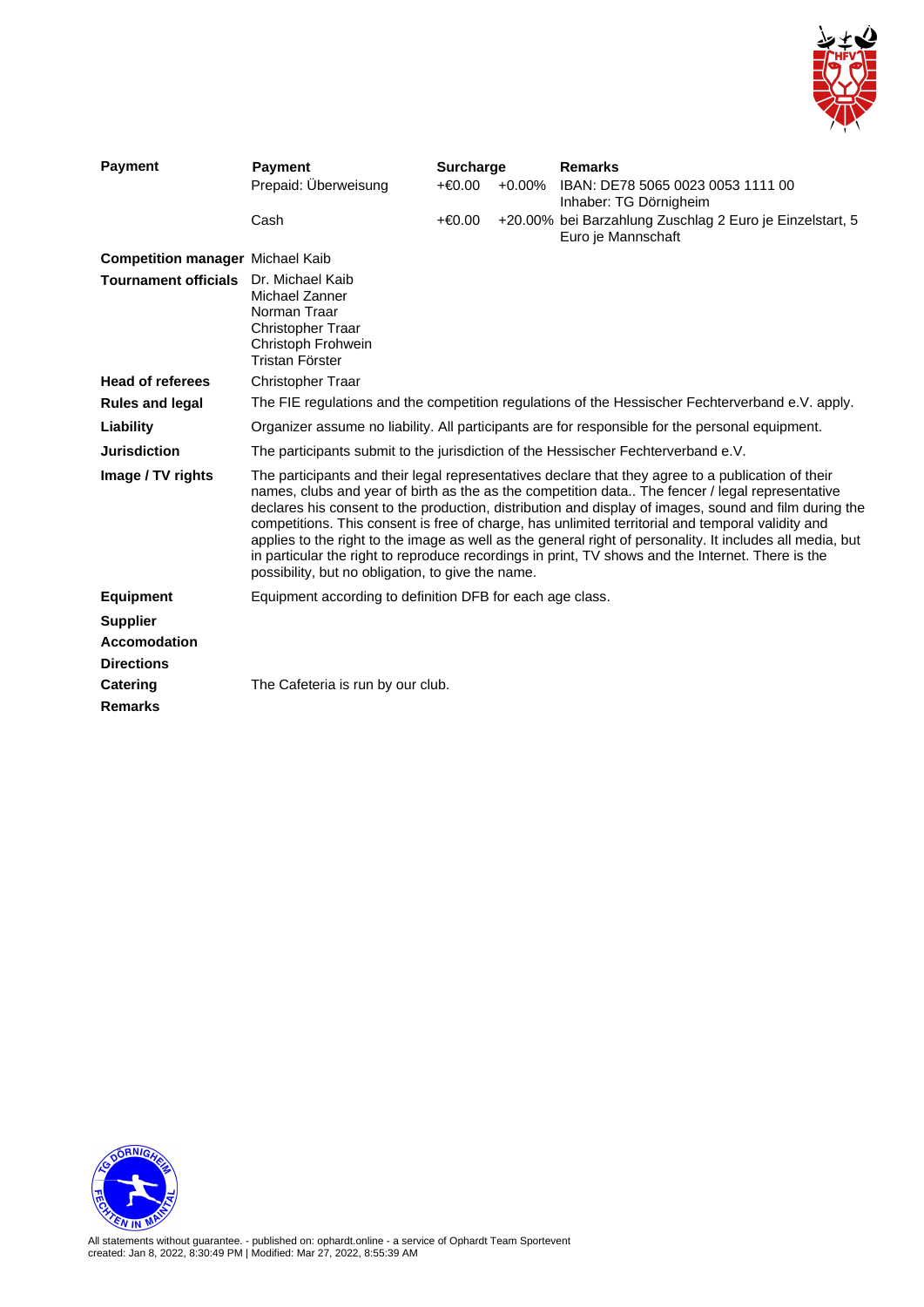| | | | | |
|---|---|---|---|---|
| **Payment** | **Payment** | **Surcharge** | | **Remarks** |
| | Prepaid: Überweisung | +€0.00 | +0.00% | IBAN: DE78 5065 0023 0053 1111 00 Inhaber: TG Dörnigheim |
| | Cash | +€0.00 | +20.00% | bei Barzahlung Zuschlag 2 Euro je Einzelstart, 5 Euro je Mannschaft |

**Competition manager** Michael Kaib

**Tournament officials**
Dr. Michael Kaib
Michael Zanner
Norman Traar
Christopher Traar
Christoph Frohwein
Tristan Förster

**Head of referees** Christopher Traar

**Rules and legal** The FIE regulations and the competition regulations of the Hessischer Fechterverband e.V. apply.

**Liability** Organizer assume no liability. All participants are for responsible for the personal equipment.

**Jurisdiction** The participants submit to the jurisdiction of the Hessischer Fechterverband e.V.

**Image / TV rights** The participants and their legal representatives declare that they agree to a publication of their names, clubs and year of birth as the as the competition data.. The fencer / legal representative declares his consent to the production, distribution and display of images, sound and film during the competitions. This consent is free of charge, has unlimited territorial and temporal validity and applies to the right to the image as well as the general right of personality. It includes all media, but in particular the right to reproduce recordings in print, TV shows and the Internet. There is the possibility, but no obligation, to give the name.

**Equipment** Equipment according to definition DFB for each age class.

**Supplier**

**Accomodation**

**Directions**

**Catering** The Cafeteria is run by our club.

**Remarks**

All statements without guarantee. - published on: ophardt.online - a service of Ophardt Team Sportevent
created: Jan 8, 2022, 8:30:49 PM | Modified: Mar 27, 2022, 8:55:39 AM